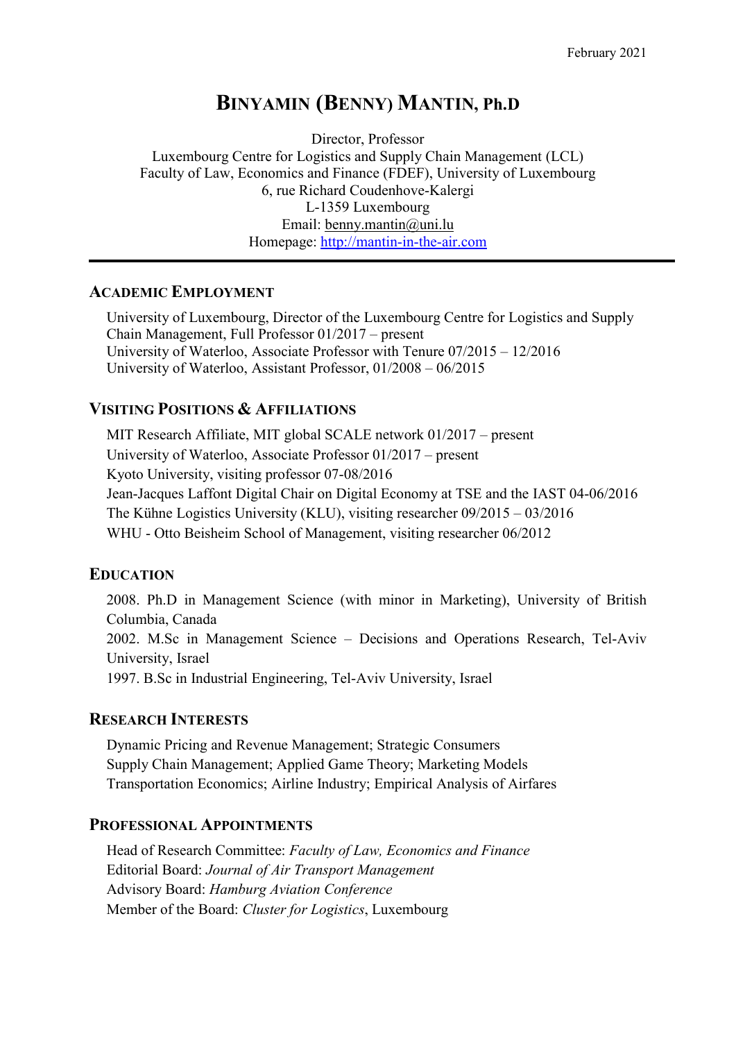February 2021

# BINYAMIN (BENNY) MANTIN, Ph.D

Director, Professor
Luxembourg Centre for Logistics and Supply Chain Management (LCL)
Faculty of Law, Economics and Finance (FDEF), University of Luxembourg
6, rue Richard Coudenhove-Kalergi
L-1359 Luxembourg
Email: benny.mantin@uni.lu
Homepage: http://mantin-in-the-air.com

---

## ACADEMIC EMPLOYMENT

University of Luxembourg, Director of the Luxembourg Centre for Logistics and Supply Chain Management, Full Professor 01/2017 – present
University of Waterloo, Associate Professor with Tenure 07/2015 – 12/2016
University of Waterloo, Assistant Professor, 01/2008 – 06/2015

## VISITING POSITIONS & AFFILIATIONS

MIT Research Affiliate, MIT global SCALE network 01/2017 – present
University of Waterloo, Associate Professor 01/2017 – present
Kyoto University, visiting professor 07-08/2016
Jean-Jacques Laffont Digital Chair on Digital Economy at TSE and the IAST 04-06/2016
The Kühne Logistics University (KLU), visiting researcher 09/2015 – 03/2016
WHU - Otto Beisheim School of Management, visiting researcher 06/2012

## EDUCATION

2008. Ph.D in Management Science (with minor in Marketing), University of British Columbia, Canada
2002. M.Sc in Management Science – Decisions and Operations Research, Tel-Aviv University, Israel
1997. B.Sc in Industrial Engineering, Tel-Aviv University, Israel

## RESEARCH INTERESTS

Dynamic Pricing and Revenue Management; Strategic Consumers
Supply Chain Management; Applied Game Theory; Marketing Models
Transportation Economics; Airline Industry; Empirical Analysis of Airfares

## PROFESSIONAL APPOINTMENTS

Head of Research Committee: *Faculty of Law, Economics and Finance*
Editorial Board: *Journal of Air Transport Management*
Advisory Board: *Hamburg Aviation Conference*
Member of the Board: *Cluster for Logistics*, Luxembourg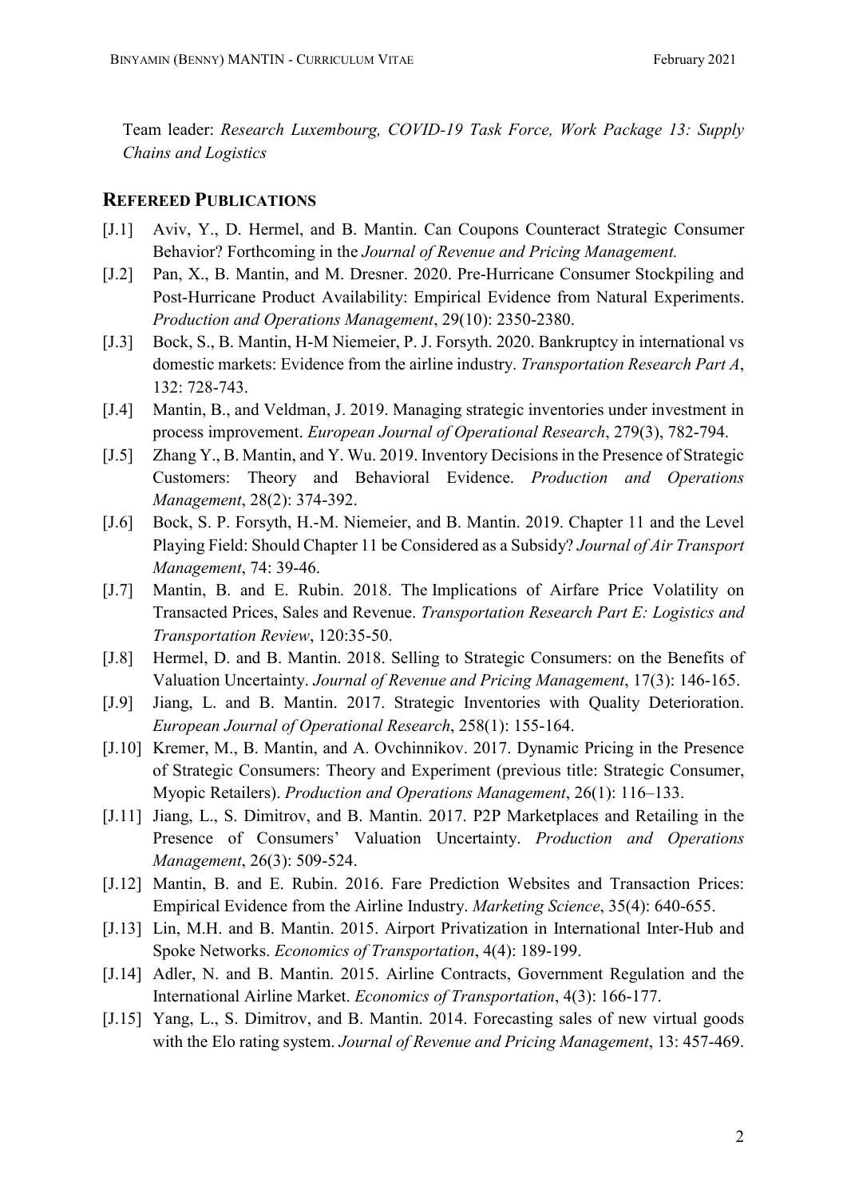Team leader: *Research Luxembourg, COVID-19 Task Force, Work Package 13: Supply Chains and Logistics*

## REFEREED PUBLICATIONS

[J.1] Aviv, Y., D. Hermel, and B. Mantin. Can Coupons Counteract Strategic Consumer Behavior? Forthcoming in the *Journal of Revenue and Pricing Management.*

[J.2] Pan, X., B. Mantin, and M. Dresner. 2020. Pre-Hurricane Consumer Stockpiling and Post-Hurricane Product Availability: Empirical Evidence from Natural Experiments. *Production and Operations Management*, 29(10): 2350-2380.

[J.3] Bock, S., B. Mantin, H-M Niemeier, P. J. Forsyth. 2020. Bankruptcy in international vs domestic markets: Evidence from the airline industry. *Transportation Research Part A*, 132: 728-743.

[J.4] Mantin, B., and Veldman, J. 2019. Managing strategic inventories under investment in process improvement. *European Journal of Operational Research*, 279(3), 782-794.

[J.5] Zhang Y., B. Mantin, and Y. Wu. 2019. Inventory Decisions in the Presence of Strategic Customers: Theory and Behavioral Evidence. *Production and Operations Management*, 28(2): 374-392.

[J.6] Bock, S. P. Forsyth, H.-M. Niemeier, and B. Mantin. 2019. Chapter 11 and the Level Playing Field: Should Chapter 11 be Considered as a Subsidy? *Journal of Air Transport Management*, 74: 39-46.

[J.7] Mantin, B. and E. Rubin. 2018. The Implications of Airfare Price Volatility on Transacted Prices, Sales and Revenue. *Transportation Research Part E: Logistics and Transportation Review*, 120:35-50.

[J.8] Hermel, D. and B. Mantin. 2018. Selling to Strategic Consumers: on the Benefits of Valuation Uncertainty. *Journal of Revenue and Pricing Management*, 17(3): 146-165.

[J.9] Jiang, L. and B. Mantin. 2017. Strategic Inventories with Quality Deterioration. *European Journal of Operational Research*, 258(1): 155-164.

[J.10] Kremer, M., B. Mantin, and A. Ovchinnikov. 2017. Dynamic Pricing in the Presence of Strategic Consumers: Theory and Experiment (previous title: Strategic Consumer, Myopic Retailers). *Production and Operations Management*, 26(1): 116–133.

[J.11] Jiang, L., S. Dimitrov, and B. Mantin. 2017. P2P Marketplaces and Retailing in the Presence of Consumers' Valuation Uncertainty. *Production and Operations Management*, 26(3): 509-524.

[J.12] Mantin, B. and E. Rubin. 2016. Fare Prediction Websites and Transaction Prices: Empirical Evidence from the Airline Industry. *Marketing Science*, 35(4): 640-655.

[J.13] Lin, M.H. and B. Mantin. 2015. Airport Privatization in International Inter-Hub and Spoke Networks. *Economics of Transportation*, 4(4): 189-199.

[J.14] Adler, N. and B. Mantin. 2015. Airline Contracts, Government Regulation and the International Airline Market. *Economics of Transportation*, 4(3): 166-177.

[J.15] Yang, L., S. Dimitrov, and B. Mantin. 2014. Forecasting sales of new virtual goods with the Elo rating system. *Journal of Revenue and Pricing Management*, 13: 457-469.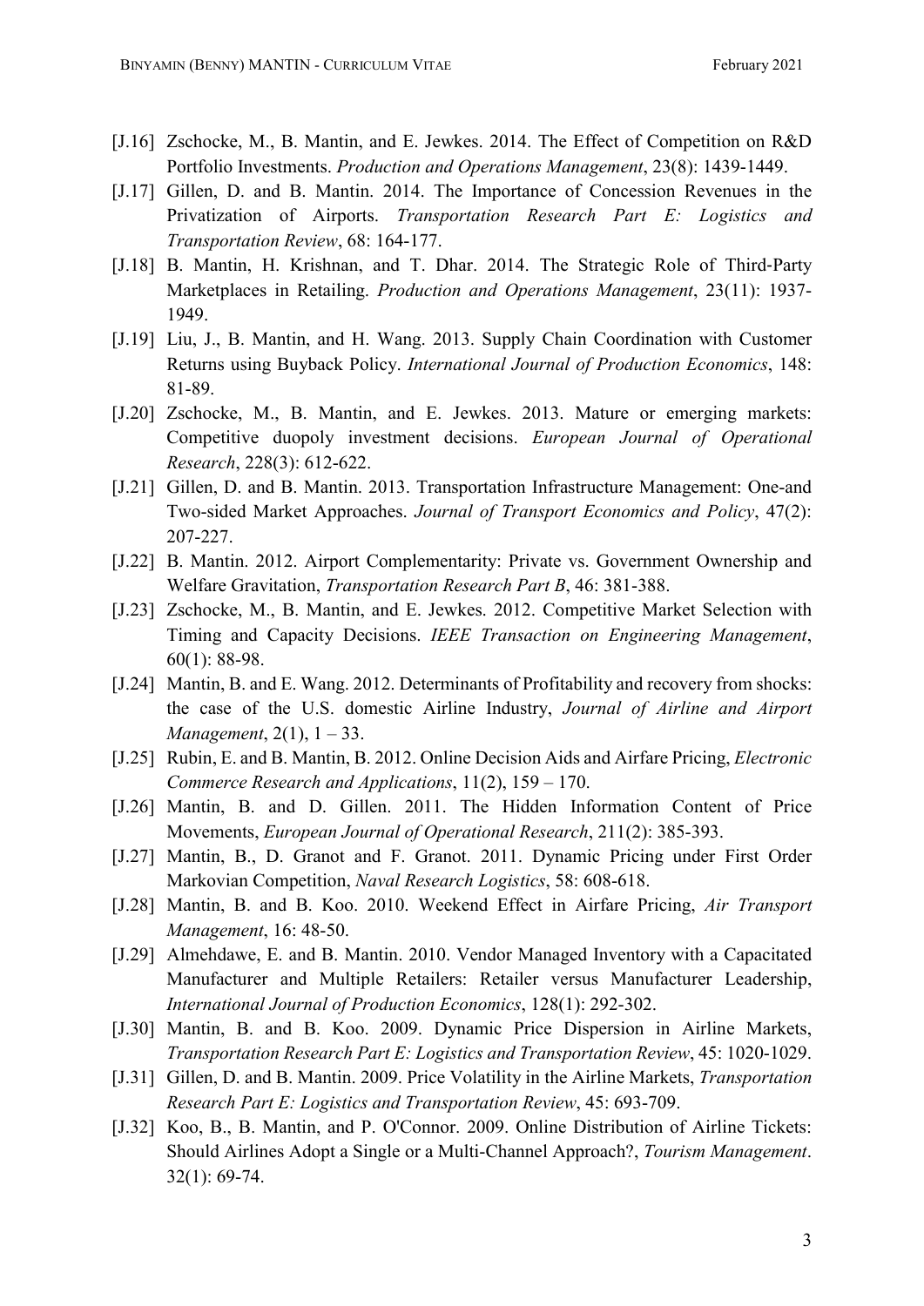[J.16] Zschocke, M., B. Mantin, and E. Jewkes. 2014. The Effect of Competition on R&D Portfolio Investments. *Production and Operations Management*, 23(8): 1439-1449.

[J.17] Gillen, D. and B. Mantin. 2014. The Importance of Concession Revenues in the Privatization of Airports. *Transportation Research Part E: Logistics and Transportation Review*, 68: 164-177.

[J.18] B. Mantin, H. Krishnan, and T. Dhar. 2014. The Strategic Role of Third-Party Marketplaces in Retailing. *Production and Operations Management*, 23(11): 1937-1949.

[J.19] Liu, J., B. Mantin, and H. Wang. 2013. Supply Chain Coordination with Customer Returns using Buyback Policy. *International Journal of Production Economics*, 148: 81-89.

[J.20] Zschocke, M., B. Mantin, and E. Jewkes. 2013. Mature or emerging markets: Competitive duopoly investment decisions. *European Journal of Operational Research*, 228(3): 612-622.

[J.21] Gillen, D. and B. Mantin. 2013. Transportation Infrastructure Management: One-and Two-sided Market Approaches. *Journal of Transport Economics and Policy*, 47(2): 207-227.

[J.22] B. Mantin. 2012. Airport Complementarity: Private vs. Government Ownership and Welfare Gravitation, *Transportation Research Part B*, 46: 381-388.

[J.23] Zschocke, M., B. Mantin, and E. Jewkes. 2012. Competitive Market Selection with Timing and Capacity Decisions. *IEEE Transaction on Engineering Management*, 60(1): 88-98.

[J.24] Mantin, B. and E. Wang. 2012. Determinants of Profitability and recovery from shocks: the case of the U.S. domestic Airline Industry, *Journal of Airline and Airport Management*, 2(1), 1 – 33.

[J.25] Rubin, E. and B. Mantin, B. 2012. Online Decision Aids and Airfare Pricing, *Electronic Commerce Research and Applications*, 11(2), 159 – 170.

[J.26] Mantin, B. and D. Gillen. 2011. The Hidden Information Content of Price Movements, *European Journal of Operational Research*, 211(2): 385-393.

[J.27] Mantin, B., D. Granot and F. Granot. 2011. Dynamic Pricing under First Order Markovian Competition, *Naval Research Logistics*, 58: 608-618.

[J.28] Mantin, B. and B. Koo. 2010. Weekend Effect in Airfare Pricing, *Air Transport Management*, 16: 48-50.

[J.29] Almehdawe, E. and B. Mantin. 2010. Vendor Managed Inventory with a Capacitated Manufacturer and Multiple Retailers: Retailer versus Manufacturer Leadership, *International Journal of Production Economics*, 128(1): 292-302.

[J.30] Mantin, B. and B. Koo. 2009. Dynamic Price Dispersion in Airline Markets, *Transportation Research Part E: Logistics and Transportation Review*, 45: 1020-1029.

[J.31] Gillen, D. and B. Mantin. 2009. Price Volatility in the Airline Markets, *Transportation Research Part E: Logistics and Transportation Review*, 45: 693-709.

[J.32] Koo, B., B. Mantin, and P. O'Connor. 2009. Online Distribution of Airline Tickets: Should Airlines Adopt a Single or a Multi-Channel Approach?, *Tourism Management*. 32(1): 69-74.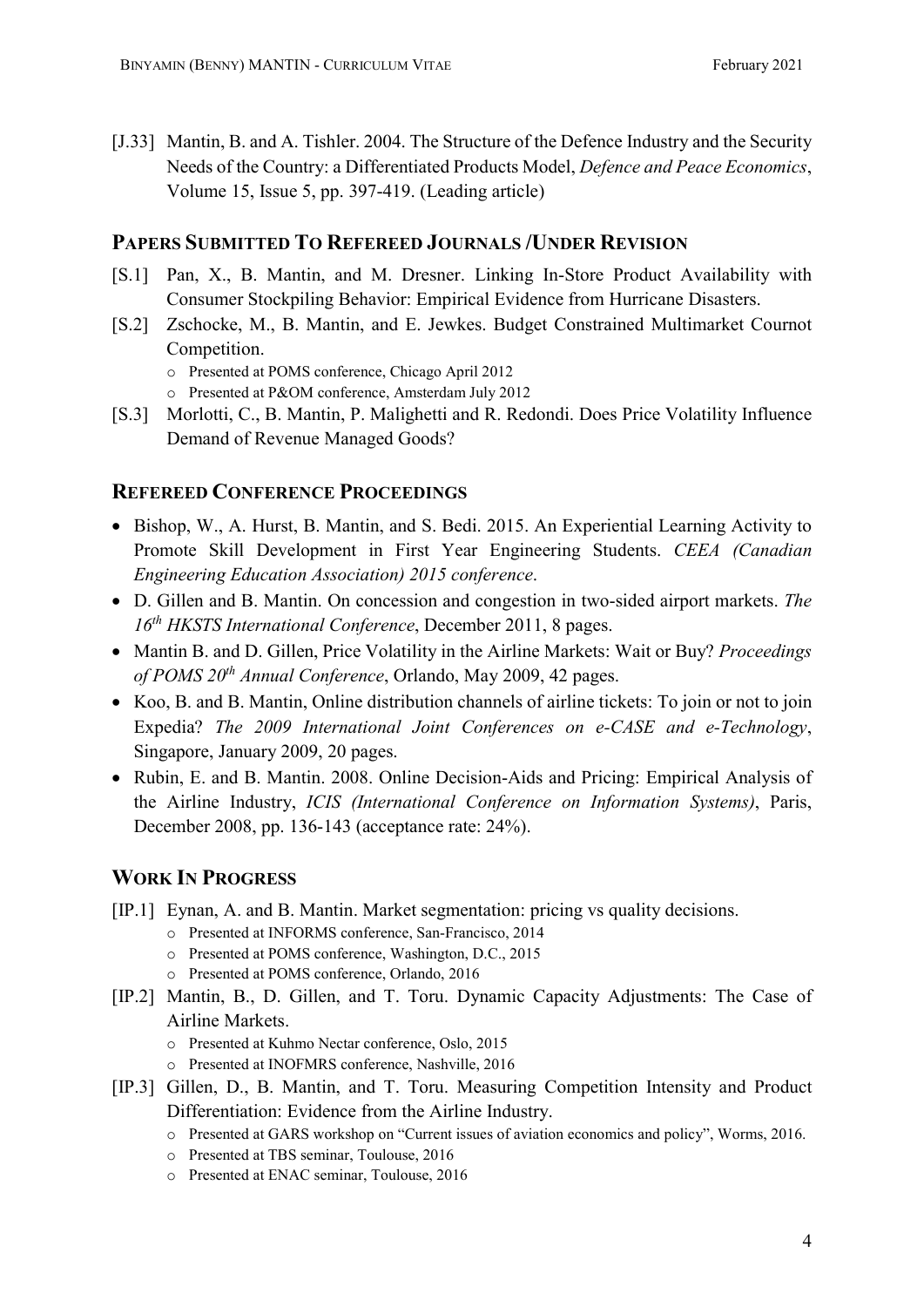[J.33] Mantin, B. and A. Tishler. 2004. The Structure of the Defence Industry and the Security Needs of the Country: a Differentiated Products Model, *Defence and Peace Economics*, Volume 15, Issue 5, pp. 397-419. (Leading article)

## Papers Submitted To Refereed Journals /Under Revision

[S.1] Pan, X., B. Mantin, and M. Dresner. Linking In-Store Product Availability with Consumer Stockpiling Behavior: Empirical Evidence from Hurricane Disasters.

[S.2] Zschocke, M., B. Mantin, and E. Jewkes. Budget Constrained Multimarket Cournot Competition.
- Presented at POMS conference, Chicago April 2012
- Presented at P&OM conference, Amsterdam July 2012

[S.3] Morlotti, C., B. Mantin, P. Malighetti and R. Redondi. Does Price Volatility Influence Demand of Revenue Managed Goods?

## Refereed Conference Proceedings

- Bishop, W., A. Hurst, B. Mantin, and S. Bedi. 2015. An Experiential Learning Activity to Promote Skill Development in First Year Engineering Students. *CEEA (Canadian Engineering Education Association) 2015 conference*.
- D. Gillen and B. Mantin. On concession and congestion in two-sided airport markets. *The 16th HKSTS International Conference*, December 2011, 8 pages.
- Mantin B. and D. Gillen, Price Volatility in the Airline Markets: Wait or Buy? *Proceedings of POMS 20th Annual Conference*, Orlando, May 2009, 42 pages.
- Koo, B. and B. Mantin, Online distribution channels of airline tickets: To join or not to join Expedia? *The 2009 International Joint Conferences on e-CASE and e-Technology*, Singapore, January 2009, 20 pages.
- Rubin, E. and B. Mantin. 2008. Online Decision-Aids and Pricing: Empirical Analysis of the Airline Industry, *ICIS (International Conference on Information Systems)*, Paris, December 2008, pp. 136-143 (acceptance rate: 24%).

## Work In Progress

[IP.1] Eynan, A. and B. Mantin. Market segmentation: pricing vs quality decisions.
- Presented at INFORMS conference, San-Francisco, 2014
- Presented at POMS conference, Washington, D.C., 2015
- Presented at POMS conference, Orlando, 2016

[IP.2] Mantin, B., D. Gillen, and T. Toru. Dynamic Capacity Adjustments: The Case of Airline Markets.
- Presented at Kuhmo Nectar conference, Oslo, 2015
- Presented at INOFMRS conference, Nashville, 2016

[IP.3] Gillen, D., B. Mantin, and T. Toru. Measuring Competition Intensity and Product Differentiation: Evidence from the Airline Industry.
- Presented at GARS workshop on "Current issues of aviation economics and policy", Worms, 2016.
- Presented at TBS seminar, Toulouse, 2016
- Presented at ENAC seminar, Toulouse, 2016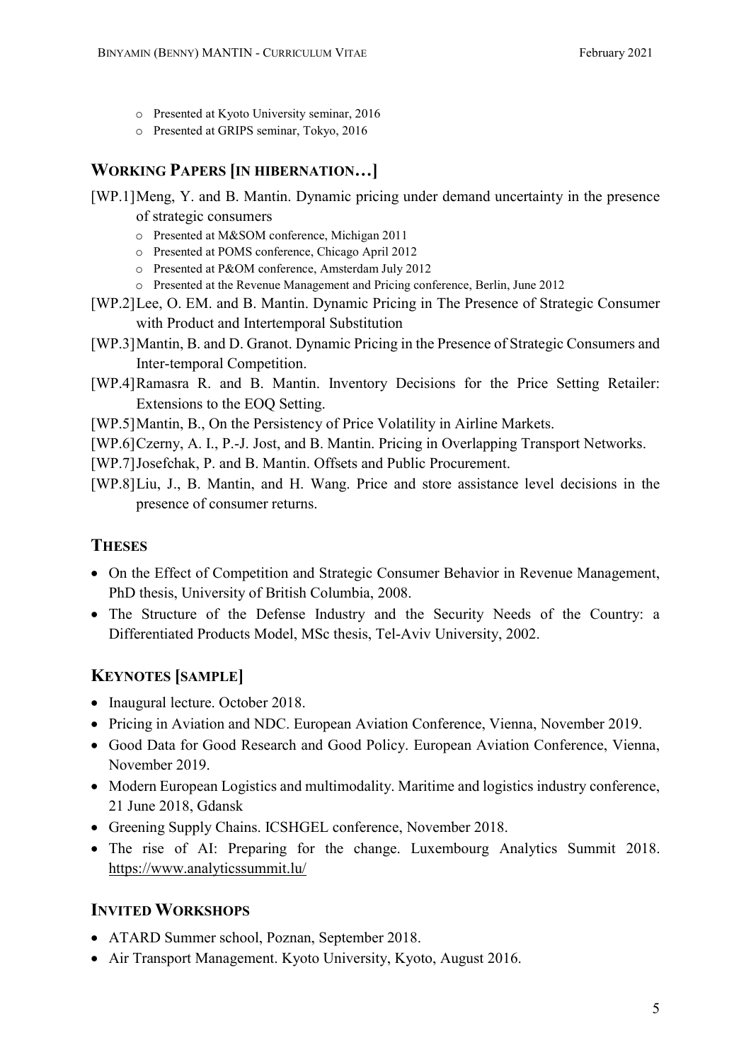- Presented at Kyoto University seminar, 2016
- Presented at GRIPS seminar, Tokyo, 2016

## WORKING PAPERS [IN HIBERNATION…]

[WP.1] Meng, Y. and B. Mantin. Dynamic pricing under demand uncertainty in the presence of strategic consumers
- Presented at M&SOM conference, Michigan 2011
- Presented at POMS conference, Chicago April 2012
- Presented at P&OM conference, Amsterdam July 2012
- Presented at the Revenue Management and Pricing conference, Berlin, June 2012

[WP.2] Lee, O. EM. and B. Mantin. Dynamic Pricing in The Presence of Strategic Consumer with Product and Intertemporal Substitution

[WP.3] Mantin, B. and D. Granot. Dynamic Pricing in the Presence of Strategic Consumers and Inter-temporal Competition.

[WP.4] Ramasra R. and B. Mantin. Inventory Decisions for the Price Setting Retailer: Extensions to the EOQ Setting.

[WP.5] Mantin, B., On the Persistency of Price Volatility in Airline Markets.

[WP.6] Czerny, A. I., P.-J. Jost, and B. Mantin. Pricing in Overlapping Transport Networks.

[WP.7] Josefchak, P. and B. Mantin. Offsets and Public Procurement.

[WP.8] Liu, J., B. Mantin, and H. Wang. Price and store assistance level decisions in the presence of consumer returns.

## THESES

- On the Effect of Competition and Strategic Consumer Behavior in Revenue Management, PhD thesis, University of British Columbia, 2008.
- The Structure of the Defense Industry and the Security Needs of the Country: a Differentiated Products Model, MSc thesis, Tel-Aviv University, 2002.

## KEYNOTES [SAMPLE]

- Inaugural lecture. October 2018.
- Pricing in Aviation and NDC. European Aviation Conference, Vienna, November 2019.
- Good Data for Good Research and Good Policy. European Aviation Conference, Vienna, November 2019.
- Modern European Logistics and multimodality. Maritime and logistics industry conference, 21 June 2018, Gdansk
- Greening Supply Chains. ICSHGEL conference, November 2018.
- The rise of AI: Preparing for the change. Luxembourg Analytics Summit 2018. https://www.analyticssummit.lu/

## INVITED WORKSHOPS

- ATARD Summer school, Poznan, September 2018.
- Air Transport Management. Kyoto University, Kyoto, August 2016.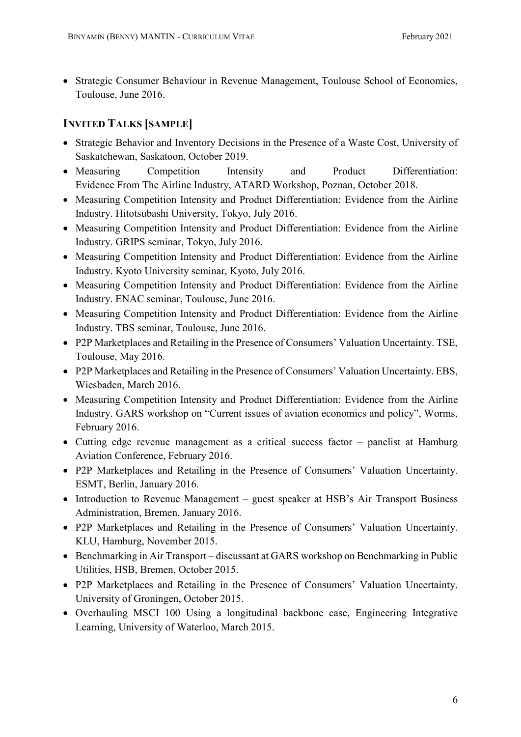- Strategic Consumer Behaviour in Revenue Management, Toulouse School of Economics, Toulouse, June 2016.

## INVITED TALKS [SAMPLE]

- Strategic Behavior and Inventory Decisions in the Presence of a Waste Cost, University of Saskatchewan, Saskatoon, October 2019.
- Measuring Competition Intensity and Product Differentiation: Evidence From The Airline Industry, ATARD Workshop, Poznan, October 2018.
- Measuring Competition Intensity and Product Differentiation: Evidence from the Airline Industry. Hitotsubashi University, Tokyo, July 2016.
- Measuring Competition Intensity and Product Differentiation: Evidence from the Airline Industry. GRIPS seminar, Tokyo, July 2016.
- Measuring Competition Intensity and Product Differentiation: Evidence from the Airline Industry. Kyoto University seminar, Kyoto, July 2016.
- Measuring Competition Intensity and Product Differentiation: Evidence from the Airline Industry. ENAC seminar, Toulouse, June 2016.
- Measuring Competition Intensity and Product Differentiation: Evidence from the Airline Industry. TBS seminar, Toulouse, June 2016.
- P2P Marketplaces and Retailing in the Presence of Consumers' Valuation Uncertainty. TSE, Toulouse, May 2016.
- P2P Marketplaces and Retailing in the Presence of Consumers' Valuation Uncertainty. EBS, Wiesbaden, March 2016.
- Measuring Competition Intensity and Product Differentiation: Evidence from the Airline Industry. GARS workshop on "Current issues of aviation economics and policy", Worms, February 2016.
- Cutting edge revenue management as a critical success factor – panelist at Hamburg Aviation Conference, February 2016.
- P2P Marketplaces and Retailing in the Presence of Consumers' Valuation Uncertainty. ESMT, Berlin, January 2016.
- Introduction to Revenue Management – guest speaker at HSB's Air Transport Business Administration, Bremen, January 2016.
- P2P Marketplaces and Retailing in the Presence of Consumers' Valuation Uncertainty. KLU, Hamburg, November 2015.
- Benchmarking in Air Transport – discussant at GARS workshop on Benchmarking in Public Utilities, HSB, Bremen, October 2015.
- P2P Marketplaces and Retailing in the Presence of Consumers' Valuation Uncertainty. University of Groningen, October 2015.
- Overhauling MSCI 100 Using a longitudinal backbone case, Engineering Integrative Learning, University of Waterloo, March 2015.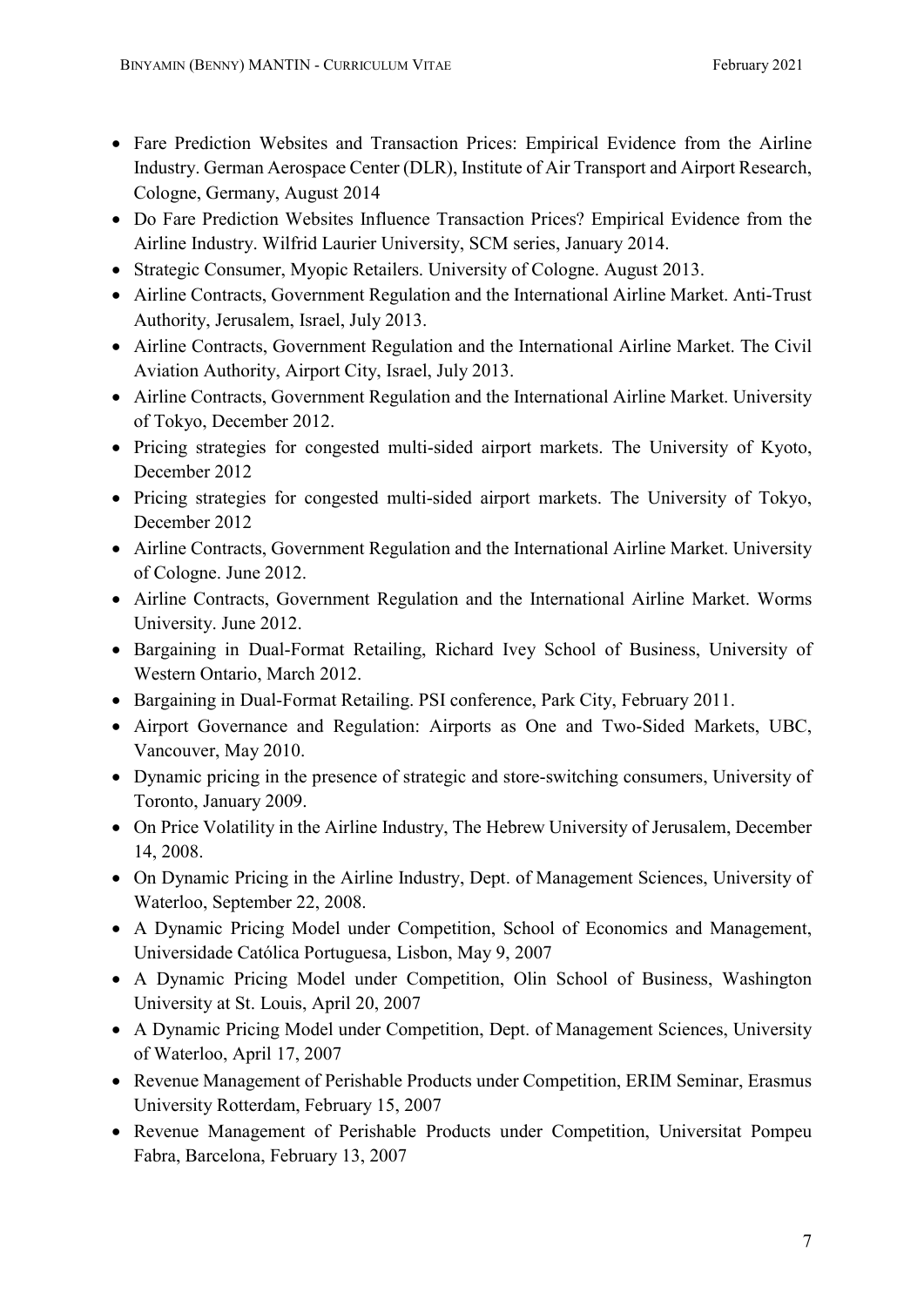- Fare Prediction Websites and Transaction Prices: Empirical Evidence from the Airline Industry. German Aerospace Center (DLR), Institute of Air Transport and Airport Research, Cologne, Germany, August 2014
- Do Fare Prediction Websites Influence Transaction Prices? Empirical Evidence from the Airline Industry. Wilfrid Laurier University, SCM series, January 2014.
- Strategic Consumer, Myopic Retailers. University of Cologne. August 2013.
- Airline Contracts, Government Regulation and the International Airline Market. Anti-Trust Authority, Jerusalem, Israel, July 2013.
- Airline Contracts, Government Regulation and the International Airline Market. The Civil Aviation Authority, Airport City, Israel, July 2013.
- Airline Contracts, Government Regulation and the International Airline Market. University of Tokyo, December 2012.
- Pricing strategies for congested multi-sided airport markets. The University of Kyoto, December 2012
- Pricing strategies for congested multi-sided airport markets. The University of Tokyo, December 2012
- Airline Contracts, Government Regulation and the International Airline Market. University of Cologne. June 2012.
- Airline Contracts, Government Regulation and the International Airline Market. Worms University. June 2012.
- Bargaining in Dual-Format Retailing, Richard Ivey School of Business, University of Western Ontario, March 2012.
- Bargaining in Dual-Format Retailing. PSI conference, Park City, February 2011.
- Airport Governance and Regulation: Airports as One and Two-Sided Markets, UBC, Vancouver, May 2010.
- Dynamic pricing in the presence of strategic and store-switching consumers, University of Toronto, January 2009.
- On Price Volatility in the Airline Industry, The Hebrew University of Jerusalem, December 14, 2008.
- On Dynamic Pricing in the Airline Industry, Dept. of Management Sciences, University of Waterloo, September 22, 2008.
- A Dynamic Pricing Model under Competition, School of Economics and Management, Universidade Católica Portuguesa, Lisbon, May 9, 2007
- A Dynamic Pricing Model under Competition, Olin School of Business, Washington University at St. Louis, April 20, 2007
- A Dynamic Pricing Model under Competition, Dept. of Management Sciences, University of Waterloo, April 17, 2007
- Revenue Management of Perishable Products under Competition, ERIM Seminar, Erasmus University Rotterdam, February 15, 2007
- Revenue Management of Perishable Products under Competition, Universitat Pompeu Fabra, Barcelona, February 13, 2007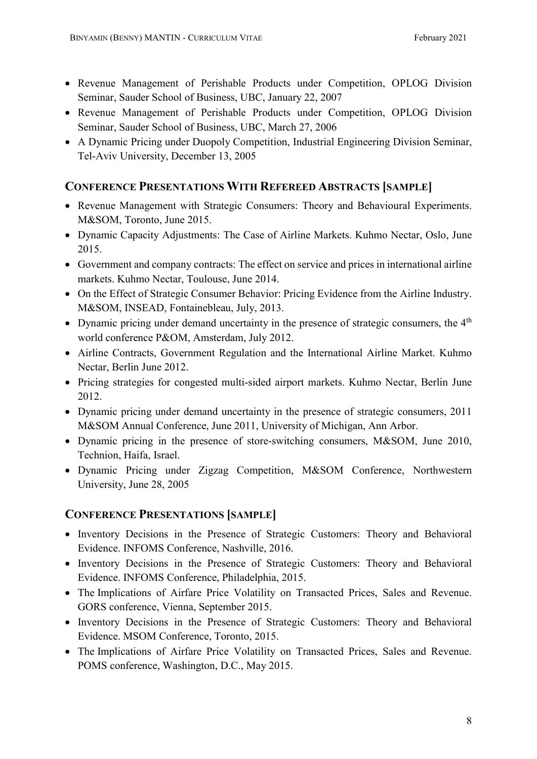- Revenue Management of Perishable Products under Competition, OPLOG Division Seminar, Sauder School of Business, UBC, January 22, 2007
- Revenue Management of Perishable Products under Competition, OPLOG Division Seminar, Sauder School of Business, UBC, March 27, 2006
- A Dynamic Pricing under Duopoly Competition, Industrial Engineering Division Seminar, Tel-Aviv University, December 13, 2005

## CONFERENCE PRESENTATIONS WITH REFEREED ABSTRACTS [SAMPLE]

- Revenue Management with Strategic Consumers: Theory and Behavioural Experiments. M&SOM, Toronto, June 2015.
- Dynamic Capacity Adjustments: The Case of Airline Markets. Kuhmo Nectar, Oslo, June 2015.
- Government and company contracts: The effect on service and prices in international airline markets. Kuhmo Nectar, Toulouse, June 2014.
- On the Effect of Strategic Consumer Behavior: Pricing Evidence from the Airline Industry. M&SOM, INSEAD, Fontainebleau, July, 2013.
- Dynamic pricing under demand uncertainty in the presence of strategic consumers, the 4th world conference P&OM, Amsterdam, July 2012.
- Airline Contracts, Government Regulation and the International Airline Market. Kuhmo Nectar, Berlin June 2012.
- Pricing strategies for congested multi-sided airport markets. Kuhmo Nectar, Berlin June 2012.
- Dynamic pricing under demand uncertainty in the presence of strategic consumers, 2011 M&SOM Annual Conference, June 2011, University of Michigan, Ann Arbor.
- Dynamic pricing in the presence of store-switching consumers, M&SOM, June 2010, Technion, Haifa, Israel.
- Dynamic Pricing under Zigzag Competition, M&SOM Conference, Northwestern University, June 28, 2005

## CONFERENCE PRESENTATIONS [SAMPLE]

- Inventory Decisions in the Presence of Strategic Customers: Theory and Behavioral Evidence. INFOMS Conference, Nashville, 2016.
- Inventory Decisions in the Presence of Strategic Customers: Theory and Behavioral Evidence. INFOMS Conference, Philadelphia, 2015.
- The Implications of Airfare Price Volatility on Transacted Prices, Sales and Revenue. GORS conference, Vienna, September 2015.
- Inventory Decisions in the Presence of Strategic Customers: Theory and Behavioral Evidence. MSOM Conference, Toronto, 2015.
- The Implications of Airfare Price Volatility on Transacted Prices, Sales and Revenue. POMS conference, Washington, D.C., May 2015.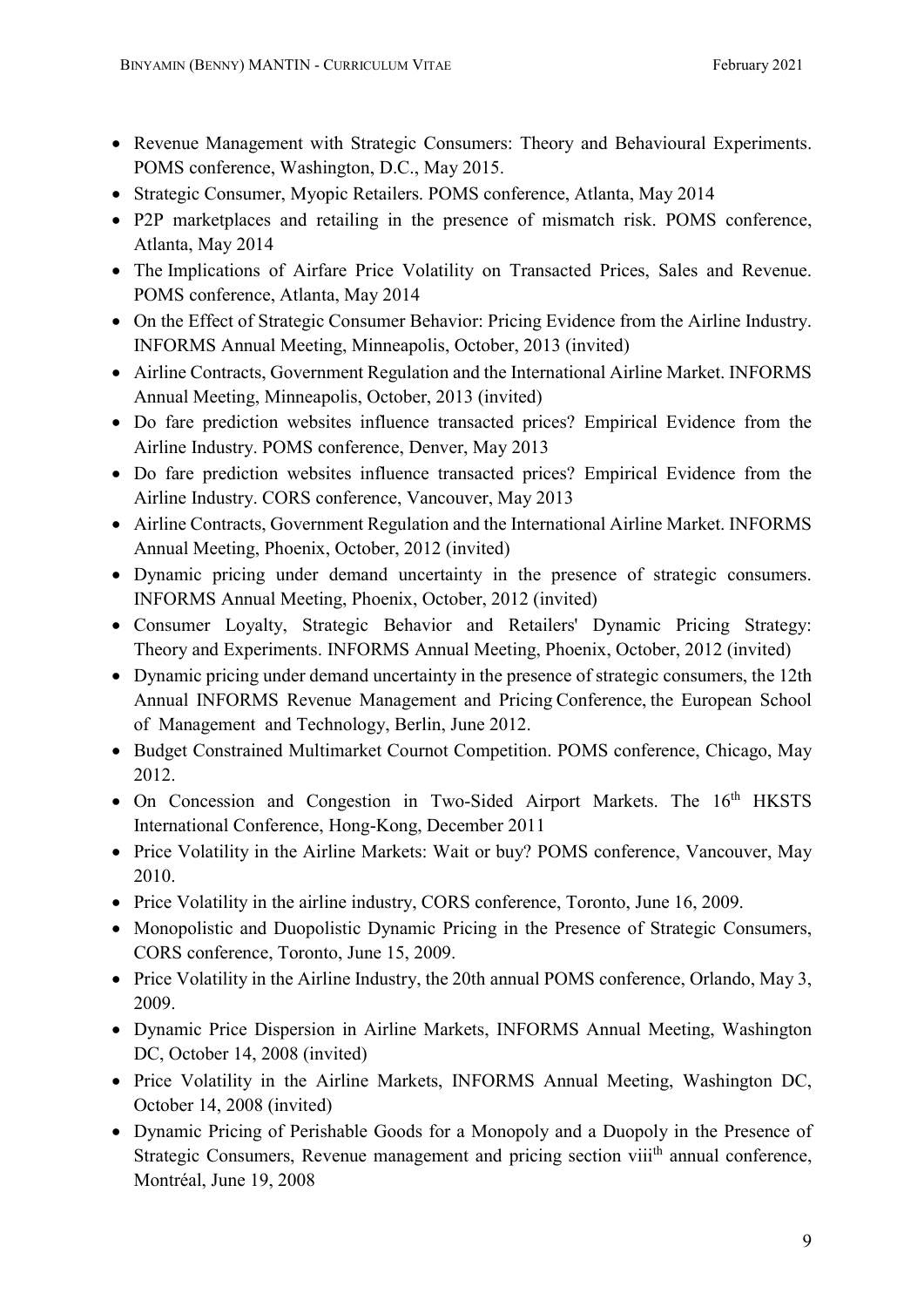- Revenue Management with Strategic Consumers: Theory and Behavioural Experiments. POMS conference, Washington, D.C., May 2015.
- Strategic Consumer, Myopic Retailers. POMS conference, Atlanta, May 2014
- P2P marketplaces and retailing in the presence of mismatch risk. POMS conference, Atlanta, May 2014
- The Implications of Airfare Price Volatility on Transacted Prices, Sales and Revenue. POMS conference, Atlanta, May 2014
- On the Effect of Strategic Consumer Behavior: Pricing Evidence from the Airline Industry. INFORMS Annual Meeting, Minneapolis, October, 2013 (invited)
- Airline Contracts, Government Regulation and the International Airline Market. INFORMS Annual Meeting, Minneapolis, October, 2013 (invited)
- Do fare prediction websites influence transacted prices? Empirical Evidence from the Airline Industry. POMS conference, Denver, May 2013
- Do fare prediction websites influence transacted prices? Empirical Evidence from the Airline Industry. CORS conference, Vancouver, May 2013
- Airline Contracts, Government Regulation and the International Airline Market. INFORMS Annual Meeting, Phoenix, October, 2012 (invited)
- Dynamic pricing under demand uncertainty in the presence of strategic consumers. INFORMS Annual Meeting, Phoenix, October, 2012 (invited)
- Consumer Loyalty, Strategic Behavior and Retailers' Dynamic Pricing Strategy: Theory and Experiments. INFORMS Annual Meeting, Phoenix, October, 2012 (invited)
- Dynamic pricing under demand uncertainty in the presence of strategic consumers, the 12th Annual INFORMS Revenue Management and Pricing Conference, the European School of Management and Technology, Berlin, June 2012.
- Budget Constrained Multimarket Cournot Competition. POMS conference, Chicago, May 2012.
- On Concession and Congestion in Two-Sided Airport Markets. The 16th HKSTS International Conference, Hong-Kong, December 2011
- Price Volatility in the Airline Markets: Wait or buy? POMS conference, Vancouver, May 2010.
- Price Volatility in the airline industry, CORS conference, Toronto, June 16, 2009.
- Monopolistic and Duopolistic Dynamic Pricing in the Presence of Strategic Consumers, CORS conference, Toronto, June 15, 2009.
- Price Volatility in the Airline Industry, the 20th annual POMS conference, Orlando, May 3, 2009.
- Dynamic Price Dispersion in Airline Markets, INFORMS Annual Meeting, Washington DC, October 14, 2008 (invited)
- Price Volatility in the Airline Markets, INFORMS Annual Meeting, Washington DC, October 14, 2008 (invited)
- Dynamic Pricing of Perishable Goods for a Monopoly and a Duopoly in the Presence of Strategic Consumers, Revenue management and pricing section viiith annual conference, Montréal, June 19, 2008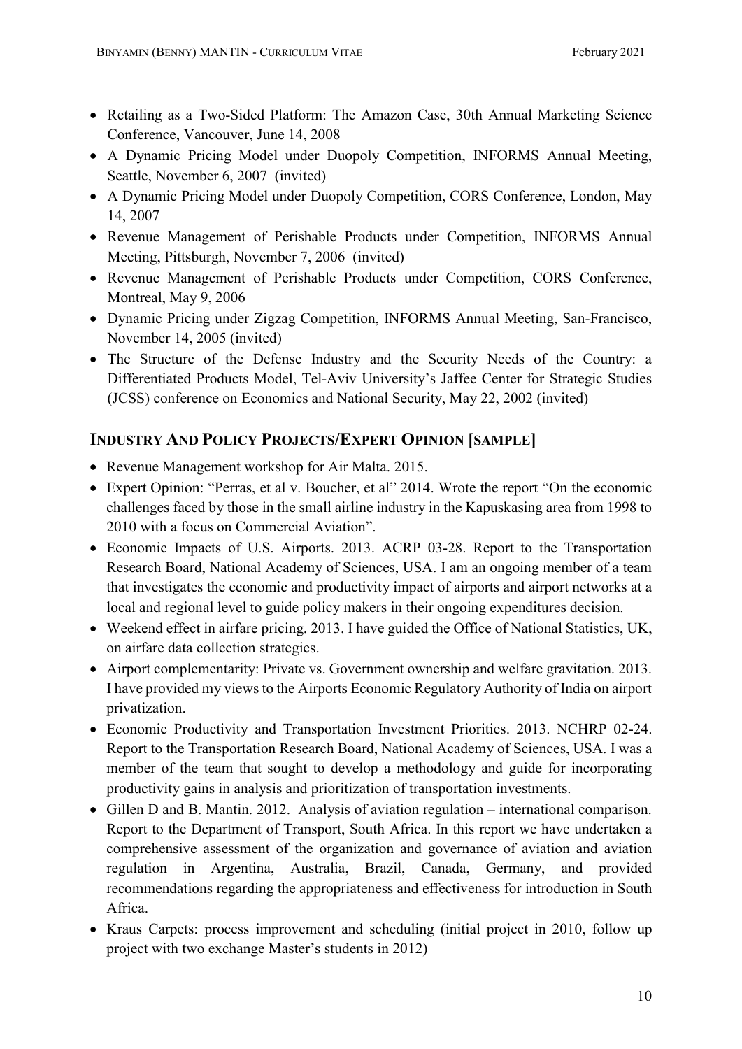- Retailing as a Two-Sided Platform: The Amazon Case, 30th Annual Marketing Science Conference, Vancouver, June 14, 2008
- A Dynamic Pricing Model under Duopoly Competition, INFORMS Annual Meeting, Seattle, November 6, 2007 (invited)
- A Dynamic Pricing Model under Duopoly Competition, CORS Conference, London, May 14, 2007
- Revenue Management of Perishable Products under Competition, INFORMS Annual Meeting, Pittsburgh, November 7, 2006 (invited)
- Revenue Management of Perishable Products under Competition, CORS Conference, Montreal, May 9, 2006
- Dynamic Pricing under Zigzag Competition, INFORMS Annual Meeting, San-Francisco, November 14, 2005 (invited)
- The Structure of the Defense Industry and the Security Needs of the Country: a Differentiated Products Model, Tel-Aviv University's Jaffee Center for Strategic Studies (JCSS) conference on Economics and National Security, May 22, 2002 (invited)

## Industry And Policy Projects/Expert Opinion [Sample]

- Revenue Management workshop for Air Malta. 2015.
- Expert Opinion: "Perras, et al v. Boucher, et al" 2014. Wrote the report "On the economic challenges faced by those in the small airline industry in the Kapuskasing area from 1998 to 2010 with a focus on Commercial Aviation".
- Economic Impacts of U.S. Airports. 2013. ACRP 03-28. Report to the Transportation Research Board, National Academy of Sciences, USA. I am an ongoing member of a team that investigates the economic and productivity impact of airports and airport networks at a local and regional level to guide policy makers in their ongoing expenditures decision.
- Weekend effect in airfare pricing. 2013. I have guided the Office of National Statistics, UK, on airfare data collection strategies.
- Airport complementarity: Private vs. Government ownership and welfare gravitation. 2013. I have provided my views to the Airports Economic Regulatory Authority of India on airport privatization.
- Economic Productivity and Transportation Investment Priorities. 2013. NCHRP 02-24. Report to the Transportation Research Board, National Academy of Sciences, USA. I was a member of the team that sought to develop a methodology and guide for incorporating productivity gains in analysis and prioritization of transportation investments.
- Gillen D and B. Mantin. 2012. Analysis of aviation regulation – international comparison. Report to the Department of Transport, South Africa. In this report we have undertaken a comprehensive assessment of the organization and governance of aviation and aviation regulation in Argentina, Australia, Brazil, Canada, Germany, and provided recommendations regarding the appropriateness and effectiveness for introduction in South Africa.
- Kraus Carpets: process improvement and scheduling (initial project in 2010, follow up project with two exchange Master's students in 2012)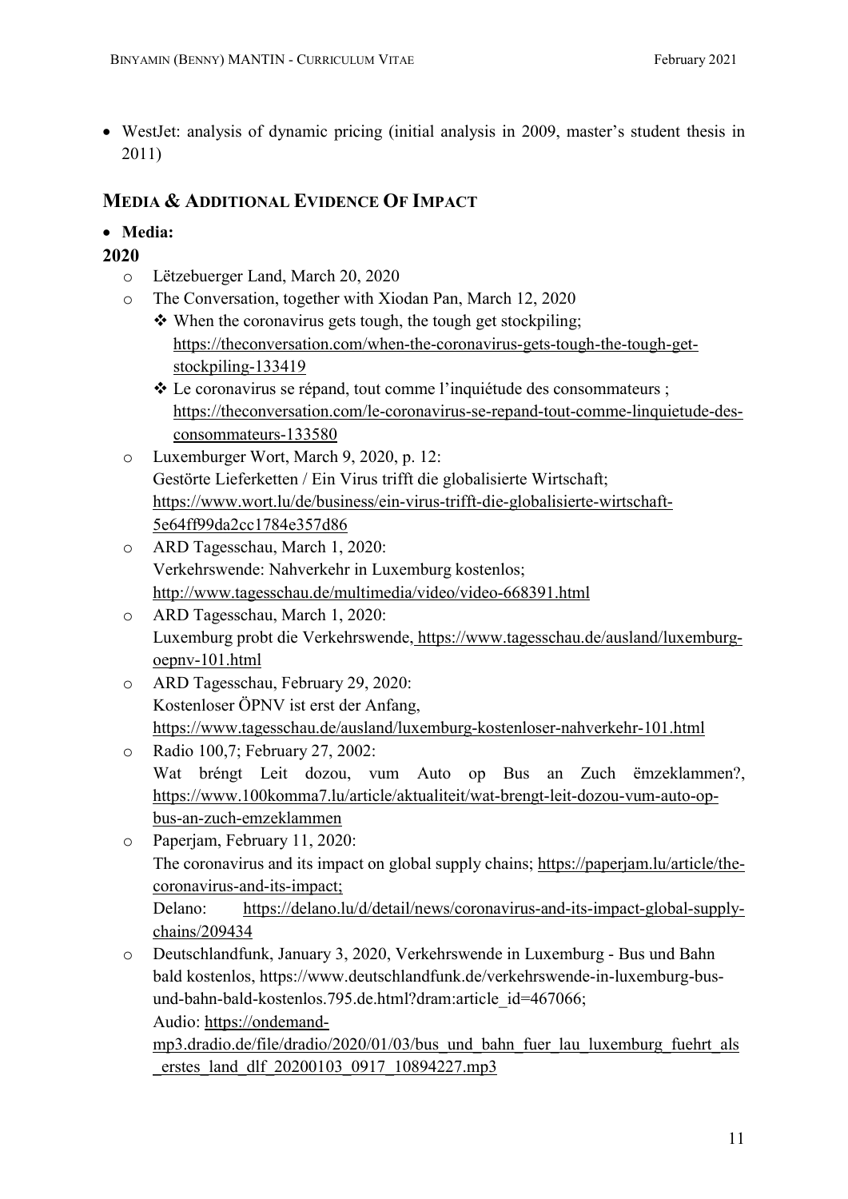- WestJet: analysis of dynamic pricing (initial analysis in 2009, master's student thesis in 2011)

## MEDIA & ADDITIONAL EVIDENCE OF IMPACT

- **Media:**

**2020**

- Lëtzebuerger Land, March 20, 2020
- The Conversation, together with Xiodan Pan, March 12, 2020
  - When the coronavirus gets tough, the tough get stockpiling; https://theconversation.com/when-the-coronavirus-gets-tough-the-tough-get-stockpiling-133419
  - Le coronavirus se répand, tout comme l'inquiétude des consommateurs ; https://theconversation.com/le-coronavirus-se-repand-tout-comme-linquietude-des-consommateurs-133580
- Luxemburger Wort, March 9, 2020, p. 12:
  Gestörte Lieferketten / Ein Virus trifft die globalisierte Wirtschaft; https://www.wort.lu/de/business/ein-virus-trifft-die-globalisierte-wirtschaft-5e64ff99da2cc1784e357d86
- ARD Tagesschau, March 1, 2020:
  Verkehrswende: Nahverkehr in Luxemburg kostenlos; http://www.tagesschau.de/multimedia/video/video-668391.html
- ARD Tagesschau, March 1, 2020:
  Luxemburg probt die Verkehrswende, https://www.tagesschau.de/ausland/luxemburg-oepnv-101.html
- ARD Tagesschau, February 29, 2020:
  Kostenloser ÖPNV ist erst der Anfang, https://www.tagesschau.de/ausland/luxemburg-kostenloser-nahverkehr-101.html
- Radio 100,7; February 27, 2002:
  Wat bréngt Leit dozou, vum Auto op Bus an Zuch ëmzeklammen?, https://www.100komma7.lu/article/aktualiteit/wat-brengt-leit-dozou-vum-auto-op-bus-an-zuch-emzeklammen
- Paperjam, February 11, 2020:
  The coronavirus and its impact on global supply chains; https://paperjam.lu/article/the-coronavirus-and-its-impact;
  Delano: https://delano.lu/d/detail/news/coronavirus-and-its-impact-global-supply-chains/209434
- Deutschlandfunk, January 3, 2020, Verkehrswende in Luxemburg - Bus und Bahn bald kostenlos, https://www.deutschlandfunk.de/verkehrswende-in-luxemburg-bus-und-bahn-bald-kostenlos.795.de.html?dram:article_id=467066;
  Audio: https://ondemand-mp3.dradio.de/file/dradio/2020/01/03/bus_und_bahn_fuer_lau_luxemburg_fuehrt_als_erstes_land_dlf_20200103_0917_10894227.mp3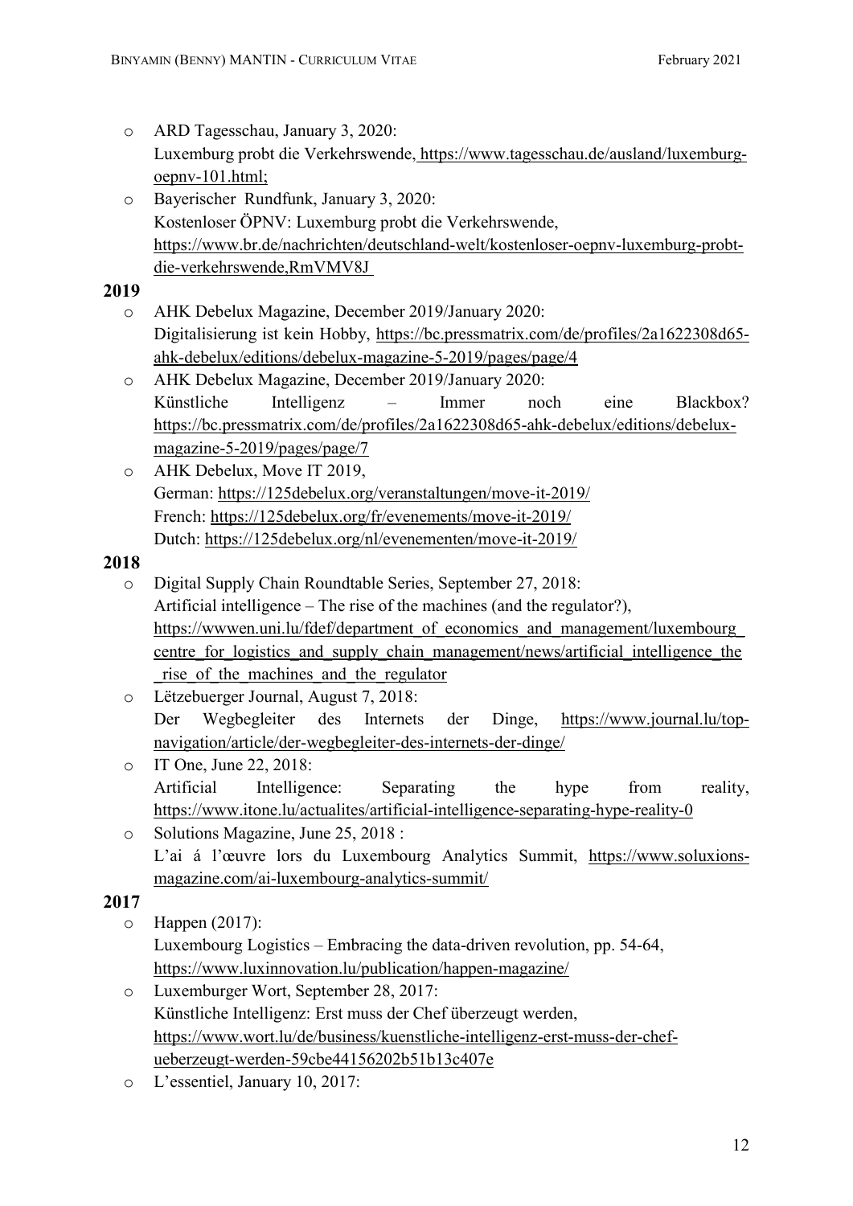- ARD Tagesschau, January 3, 2020:
  Luxemburg probt die Verkehrswende, https://www.tagesschau.de/ausland/luxemburg-oepnv-101.html;
- Bayerischer Rundfunk, January 3, 2020:
  Kostenloser ÖPNV: Luxemburg probt die Verkehrswende, https://www.br.de/nachrichten/deutschland-welt/kostenloser-oepnv-luxemburg-probt-die-verkehrswende,RmVMV8J

**2019**

- AHK Debelux Magazine, December 2019/January 2020:
  Digitalisierung ist kein Hobby, https://bc.pressmatrix.com/de/profiles/2a1622308d65-ahk-debelux/editions/debelux-magazine-5-2019/pages/page/4
- AHK Debelux Magazine, December 2019/January 2020:
  Künstliche Intelligenz – Immer noch eine Blackbox? https://bc.pressmatrix.com/de/profiles/2a1622308d65-ahk-debelux/editions/debelux-magazine-5-2019/pages/page/7
- AHK Debelux, Move IT 2019,
  German: https://125debelux.org/veranstaltungen/move-it-2019/
  French: https://125debelux.org/fr/evenements/move-it-2019/
  Dutch: https://125debelux.org/nl/evenementen/move-it-2019/

**2018**

- Digital Supply Chain Roundtable Series, September 27, 2018:
  Artificial intelligence – The rise of the machines (and the regulator?), https://wwwen.uni.lu/fdef/department_of_economics_and_management/luxembourg_centre_for_logistics_and_supply_chain_management/news/artificial_intelligence_the_rise_of_the_machines_and_the_regulator
- Lëtzebuerger Journal, August 7, 2018:
  Der Wegbegleiter des Internets der Dinge, https://www.journal.lu/top-navigation/article/der-wegbegleiter-des-internets-der-dinge/
- IT One, June 22, 2018:
  Artificial Intelligence: Separating the hype from reality, https://www.itone.lu/actualites/artificial-intelligence-separating-hype-reality-0
- Solutions Magazine, June 25, 2018 :
  L'ai á l'œuvre lors du Luxembourg Analytics Summit, https://www.soluxions-magazine.com/ai-luxembourg-analytics-summit/

**2017**

- Happen (2017):
  Luxembourg Logistics – Embracing the data-driven revolution, pp. 54-64, https://www.luxinnovation.lu/publication/happen-magazine/
- Luxemburger Wort, September 28, 2017:
  Künstliche Intelligenz: Erst muss der Chef überzeugt werden, https://www.wort.lu/de/business/kuenstliche-intelligenz-erst-muss-der-chef-ueberzeugt-werden-59cbe44156202b51b13c407e
- L'essentiel, January 10, 2017: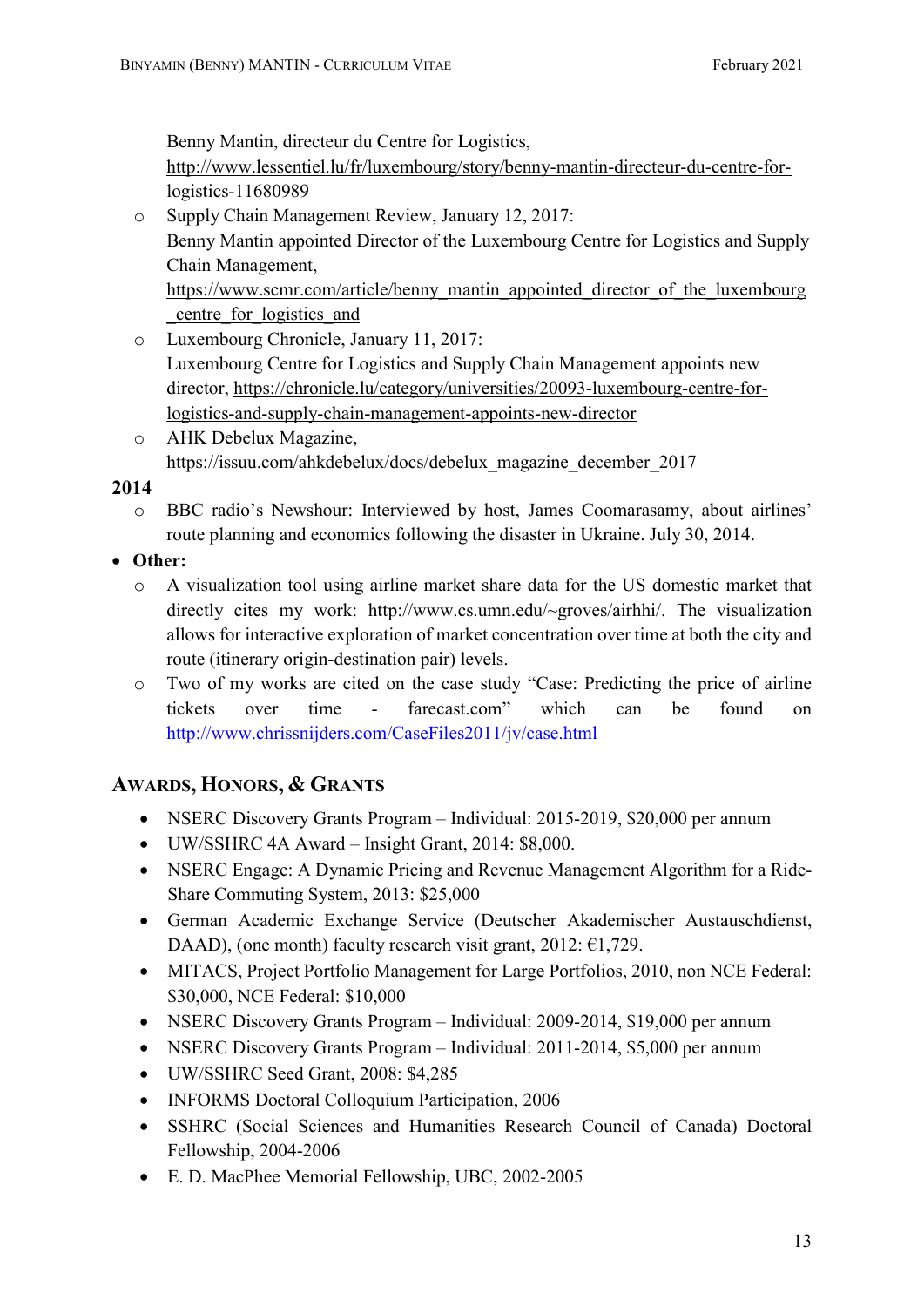Benny Mantin, directeur du Centre for Logistics, http://www.lessentiel.lu/fr/luxembourg/story/benny-mantin-directeur-du-centre-for-logistics-11680989

- Supply Chain Management Review, January 12, 2017:
  Benny Mantin appointed Director of the Luxembourg Centre for Logistics and Supply Chain Management, https://www.scmr.com/article/benny_mantin_appointed_director_of_the_luxembourg_centre_for_logistics_and
- Luxembourg Chronicle, January 11, 2017:
  Luxembourg Centre for Logistics and Supply Chain Management appoints new director, https://chronicle.lu/category/universities/20093-luxembourg-centre-for-logistics-and-supply-chain-management-appoints-new-director
- AHK Debelux Magazine, https://issuu.com/ahkdebelux/docs/debelux_magazine_december_2017

**2014**

- BBC radio's Newshour: Interviewed by host, James Coomarasamy, about airlines' route planning and economics following the disaster in Ukraine. July 30, 2014.

- **Other:**
  - A visualization tool using airline market share data for the US domestic market that directly cites my work: http://www.cs.umn.edu/~groves/airhhi/. The visualization allows for interactive exploration of market concentration over time at both the city and route (itinerary origin-destination pair) levels.
  - Two of my works are cited on the case study "Case: Predicting the price of airline tickets over time - farecast.com" which can be found on http://www.chrissnijders.com/CaseFiles2011/jv/case.html

## AWARDS, HONORS, & GRANTS

- NSERC Discovery Grants Program – Individual: 2015-2019, $20,000 per annum
- UW/SSHRC 4A Award – Insight Grant, 2014: $8,000.
- NSERC Engage: A Dynamic Pricing and Revenue Management Algorithm for a Ride-Share Commuting System, 2013: $25,000
- German Academic Exchange Service (Deutscher Akademischer Austauschdienst, DAAD), (one month) faculty research visit grant, 2012: €1,729.
- MITACS, Project Portfolio Management for Large Portfolios, 2010, non NCE Federal: $30,000, NCE Federal: $10,000
- NSERC Discovery Grants Program – Individual: 2009-2014, $19,000 per annum
- NSERC Discovery Grants Program – Individual: 2011-2014, $5,000 per annum
- UW/SSHRC Seed Grant, 2008: $4,285
- INFORMS Doctoral Colloquium Participation, 2006
- SSHRC (Social Sciences and Humanities Research Council of Canada) Doctoral Fellowship, 2004-2006
- E. D. MacPhee Memorial Fellowship, UBC, 2002-2005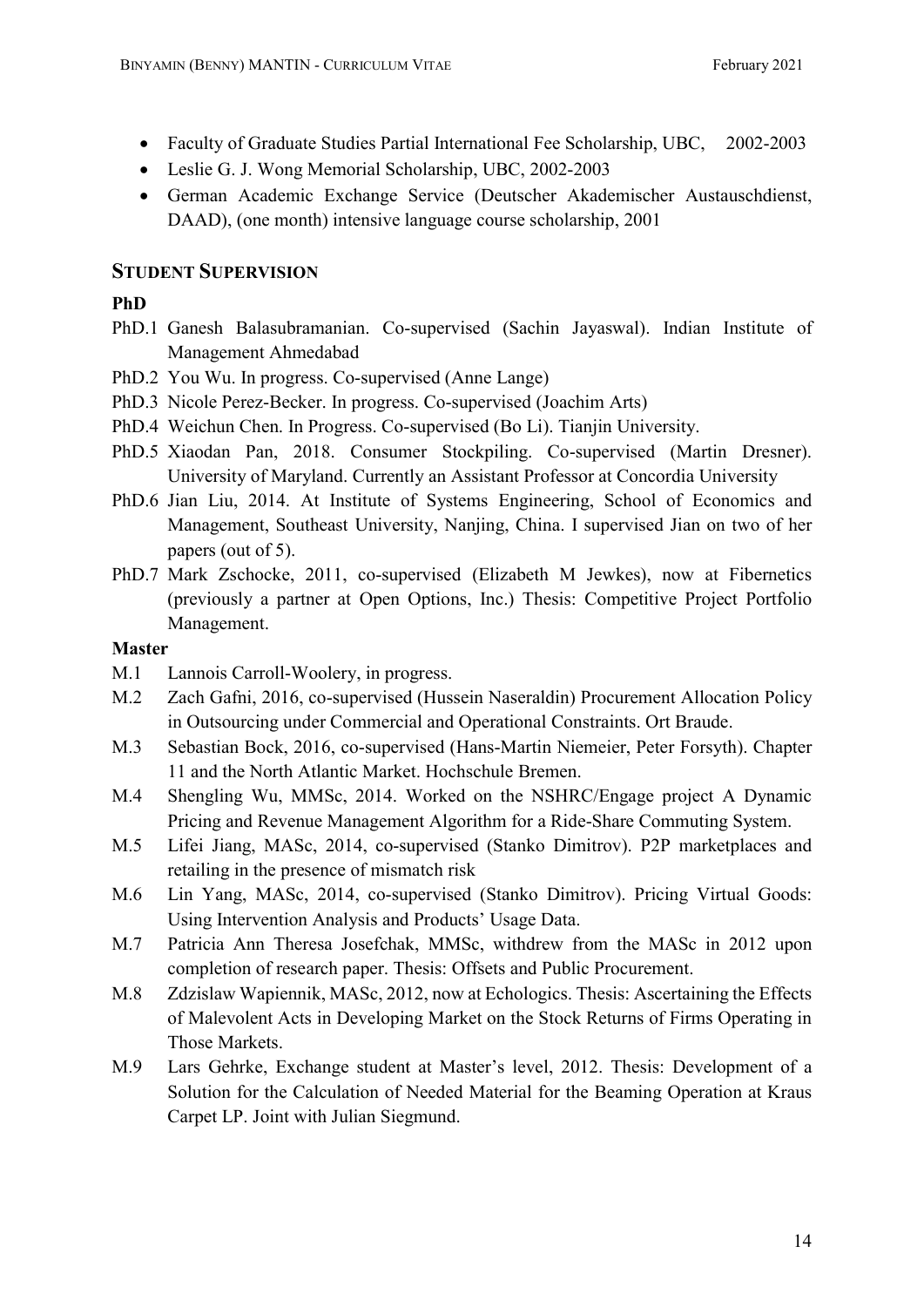- Faculty of Graduate Studies Partial International Fee Scholarship, UBC, 2002-2003
- Leslie G. J. Wong Memorial Scholarship, UBC, 2002-2003
- German Academic Exchange Service (Deutscher Akademischer Austauschdienst, DAAD), (one month) intensive language course scholarship, 2001

## STUDENT SUPERVISION

**PhD**

PhD.1 Ganesh Balasubramanian. Co-supervised (Sachin Jayaswal). Indian Institute of Management Ahmedabad

PhD.2 You Wu. In progress. Co-supervised (Anne Lange)

PhD.3 Nicole Perez-Becker. In progress. Co-supervised (Joachim Arts)

PhD.4 Weichun Chen. In Progress. Co-supervised (Bo Li). Tianjin University.

PhD.5 Xiaodan Pan, 2018. Consumer Stockpiling. Co-supervised (Martin Dresner). University of Maryland. Currently an Assistant Professor at Concordia University

PhD.6 Jian Liu, 2014. At Institute of Systems Engineering, School of Economics and Management, Southeast University, Nanjing, China. I supervised Jian on two of her papers (out of 5).

PhD.7 Mark Zschocke, 2011, co-supervised (Elizabeth M Jewkes), now at Fibernetics (previously a partner at Open Options, Inc.) Thesis: Competitive Project Portfolio Management.

**Master**

M.1 Lannois Carroll-Woolery, in progress.

M.2 Zach Gafni, 2016, co-supervised (Hussein Naseraldin) Procurement Allocation Policy in Outsourcing under Commercial and Operational Constraints. Ort Braude.

M.3 Sebastian Bock, 2016, co-supervised (Hans-Martin Niemeier, Peter Forsyth). Chapter 11 and the North Atlantic Market. Hochschule Bremen.

M.4 Shengling Wu, MMSc, 2014. Worked on the NSHRC/Engage project A Dynamic Pricing and Revenue Management Algorithm for a Ride-Share Commuting System.

M.5 Lifei Jiang, MASc, 2014, co-supervised (Stanko Dimitrov). P2P marketplaces and retailing in the presence of mismatch risk

M.6 Lin Yang, MASc, 2014, co-supervised (Stanko Dimitrov). Pricing Virtual Goods: Using Intervention Analysis and Products' Usage Data.

M.7 Patricia Ann Theresa Josefchak, MMSc, withdrew from the MASc in 2012 upon completion of research paper. Thesis: Offsets and Public Procurement.

M.8 Zdzislaw Wapiennik, MASc, 2012, now at Echologics. Thesis: Ascertaining the Effects of Malevolent Acts in Developing Market on the Stock Returns of Firms Operating in Those Markets.

M.9 Lars Gehrke, Exchange student at Master's level, 2012. Thesis: Development of a Solution for the Calculation of Needed Material for the Beaming Operation at Kraus Carpet LP. Joint with Julian Siegmund.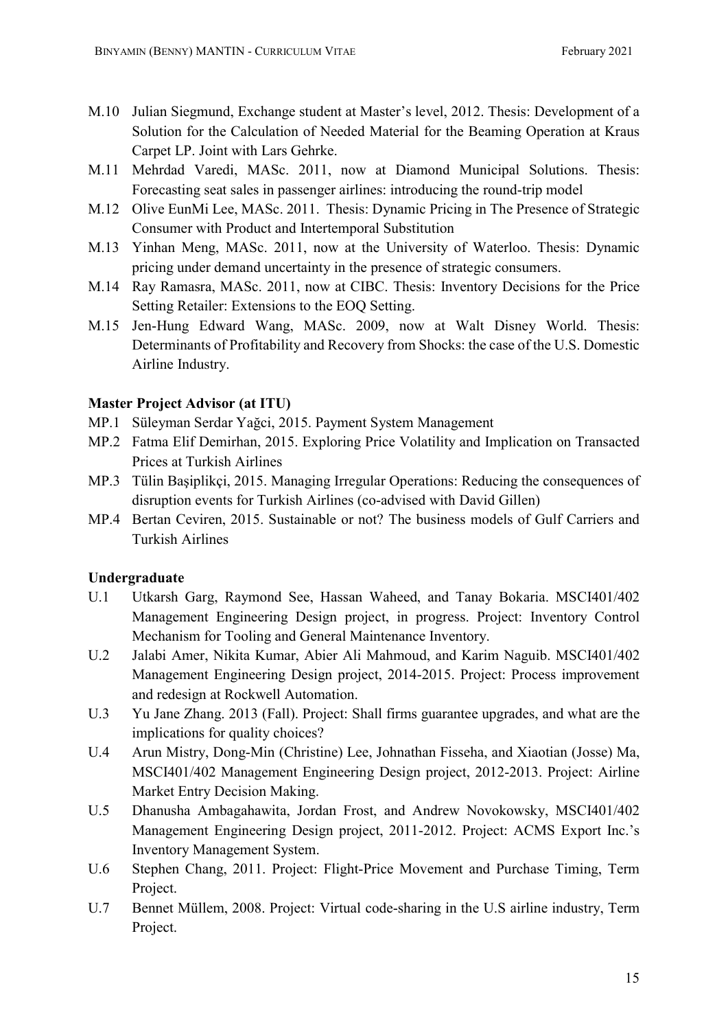M.10 Julian Siegmund, Exchange student at Master's level, 2012. Thesis: Development of a Solution for the Calculation of Needed Material for the Beaming Operation at Kraus Carpet LP. Joint with Lars Gehrke.

M.11 Mehrdad Varedi, MASc. 2011, now at Diamond Municipal Solutions. Thesis: Forecasting seat sales in passenger airlines: introducing the round-trip model

M.12 Olive EunMi Lee, MASc. 2011. Thesis: Dynamic Pricing in The Presence of Strategic Consumer with Product and Intertemporal Substitution

M.13 Yinhan Meng, MASc. 2011, now at the University of Waterloo. Thesis: Dynamic pricing under demand uncertainty in the presence of strategic consumers.

M.14 Ray Ramasra, MASc. 2011, now at CIBC. Thesis: Inventory Decisions for the Price Setting Retailer: Extensions to the EOQ Setting.

M.15 Jen-Hung Edward Wang, MASc. 2009, now at Walt Disney World. Thesis: Determinants of Profitability and Recovery from Shocks: the case of the U.S. Domestic Airline Industry.

**Master Project Advisor (at ITU)**

MP.1 Süleyman Serdar Yağci, 2015. Payment System Management

MP.2 Fatma Elif Demirhan, 2015. Exploring Price Volatility and Implication on Transacted Prices at Turkish Airlines

MP.3 Tülin Başiplikçi, 2015. Managing Irregular Operations: Reducing the consequences of disruption events for Turkish Airlines (co-advised with David Gillen)

MP.4 Bertan Ceviren, 2015. Sustainable or not? The business models of Gulf Carriers and Turkish Airlines

**Undergraduate**

U.1 Utkarsh Garg, Raymond See, Hassan Waheed, and Tanay Bokaria. MSCI401/402 Management Engineering Design project, in progress. Project: Inventory Control Mechanism for Tooling and General Maintenance Inventory.

U.2 Jalabi Amer, Nikita Kumar, Abier Ali Mahmoud, and Karim Naguib. MSCI401/402 Management Engineering Design project, 2014-2015. Project: Process improvement and redesign at Rockwell Automation.

U.3 Yu Jane Zhang. 2013 (Fall). Project: Shall firms guarantee upgrades, and what are the implications for quality choices?

U.4 Arun Mistry, Dong-Min (Christine) Lee, Johnathan Fisseha, and Xiaotian (Josse) Ma, MSCI401/402 Management Engineering Design project, 2012-2013. Project: Airline Market Entry Decision Making.

U.5 Dhanusha Ambagahawita, Jordan Frost, and Andrew Novokowsky, MSCI401/402 Management Engineering Design project, 2011-2012. Project: ACMS Export Inc.'s Inventory Management System.

U.6 Stephen Chang, 2011. Project: Flight-Price Movement and Purchase Timing, Term Project.

U.7 Bennet Müllem, 2008. Project: Virtual code-sharing in the U.S airline industry, Term Project.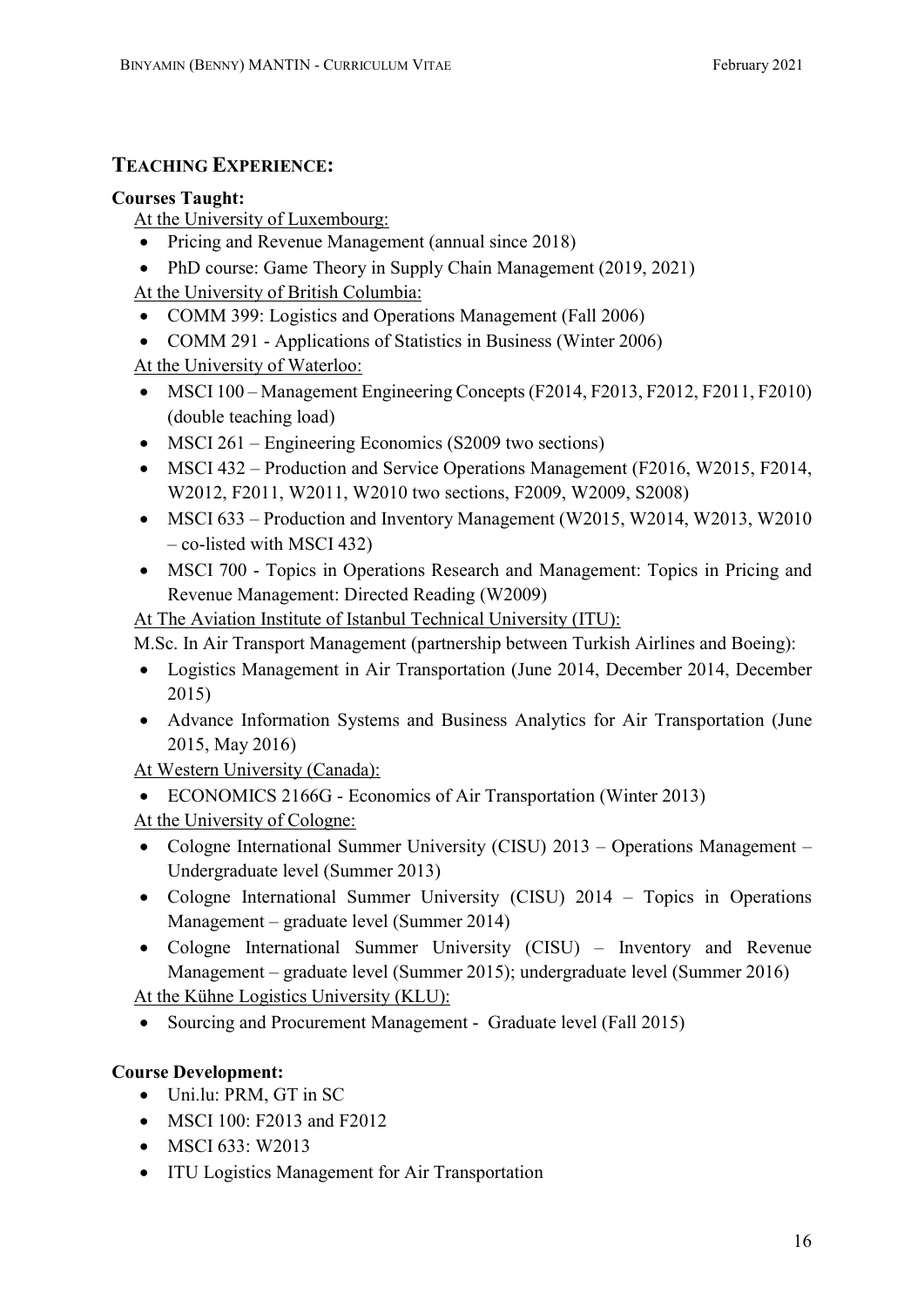## TEACHING EXPERIENCE:

**Courses Taught:**

At the University of Luxembourg:

- Pricing and Revenue Management (annual since 2018)
- PhD course: Game Theory in Supply Chain Management (2019, 2021)

At the University of British Columbia:

- COMM 399: Logistics and Operations Management (Fall 2006)
- COMM 291 - Applications of Statistics in Business (Winter 2006)

At the University of Waterloo:

- MSCI 100 – Management Engineering Concepts (F2014, F2013, F2012, F2011, F2010) (double teaching load)
- MSCI 261 – Engineering Economics (S2009 two sections)
- MSCI 432 – Production and Service Operations Management (F2016, W2015, F2014, W2012, F2011, W2011, W2010 two sections, F2009, W2009, S2008)
- MSCI 633 – Production and Inventory Management (W2015, W2014, W2013, W2010 – co-listed with MSCI 432)
- MSCI 700 - Topics in Operations Research and Management: Topics in Pricing and Revenue Management: Directed Reading (W2009)

At The Aviation Institute of Istanbul Technical University (ITU):

M.Sc. In Air Transport Management (partnership between Turkish Airlines and Boeing):

- Logistics Management in Air Transportation (June 2014, December 2014, December 2015)
- Advance Information Systems and Business Analytics for Air Transportation (June 2015, May 2016)

At Western University (Canada):

- ECONOMICS 2166G - Economics of Air Transportation (Winter 2013)

At the University of Cologne:

- Cologne International Summer University (CISU) 2013 – Operations Management – Undergraduate level (Summer 2013)
- Cologne International Summer University (CISU) 2014 – Topics in Operations Management – graduate level (Summer 2014)
- Cologne International Summer University (CISU) – Inventory and Revenue Management – graduate level (Summer 2015); undergraduate level (Summer 2016)

At the Kühne Logistics University (KLU):

- Sourcing and Procurement Management - Graduate level (Fall 2015)

**Course Development:**

- Uni.lu: PRM, GT in SC
- MSCI 100: F2013 and F2012
- MSCI 633: W2013
- ITU Logistics Management for Air Transportation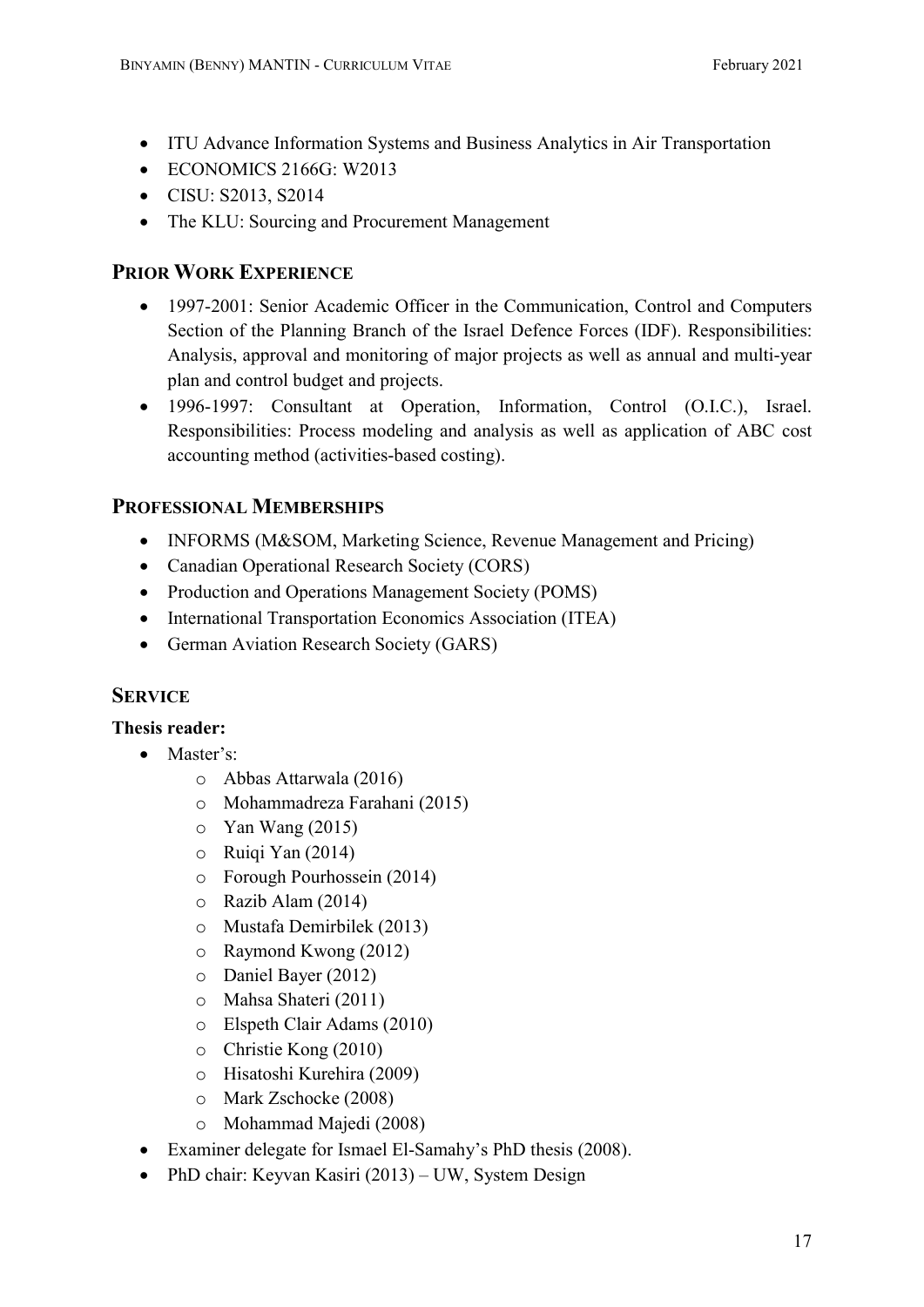- ITU Advance Information Systems and Business Analytics in Air Transportation
- ECONOMICS 2166G: W2013
- CISU: S2013, S2014
- The KLU: Sourcing and Procurement Management

## Prior Work Experience

- 1997-2001: Senior Academic Officer in the Communication, Control and Computers Section of the Planning Branch of the Israel Defence Forces (IDF). Responsibilities: Analysis, approval and monitoring of major projects as well as annual and multi-year plan and control budget and projects.
- 1996-1997: Consultant at Operation, Information, Control (O.I.C.), Israel. Responsibilities: Process modeling and analysis as well as application of ABC cost accounting method (activities-based costing).

## Professional Memberships

- INFORMS (M&SOM, Marketing Science, Revenue Management and Pricing)
- Canadian Operational Research Society (CORS)
- Production and Operations Management Society (POMS)
- International Transportation Economics Association (ITEA)
- German Aviation Research Society (GARS)

## Service

**Thesis reader:**

- Master's:
  - Abbas Attarwala (2016)
  - Mohammadreza Farahani (2015)
  - Yan Wang (2015)
  - Ruiqi Yan (2014)
  - Forough Pourhossein (2014)
  - Razib Alam (2014)
  - Mustafa Demirbilek (2013)
  - Raymond Kwong (2012)
  - Daniel Bayer (2012)
  - Mahsa Shateri (2011)
  - Elspeth Clair Adams (2010)
  - Christie Kong (2010)
  - Hisatoshi Kurehira (2009)
  - Mark Zschocke (2008)
  - Mohammad Majedi (2008)
- Examiner delegate for Ismael El-Samahy's PhD thesis (2008).
- PhD chair: Keyvan Kasiri (2013) – UW, System Design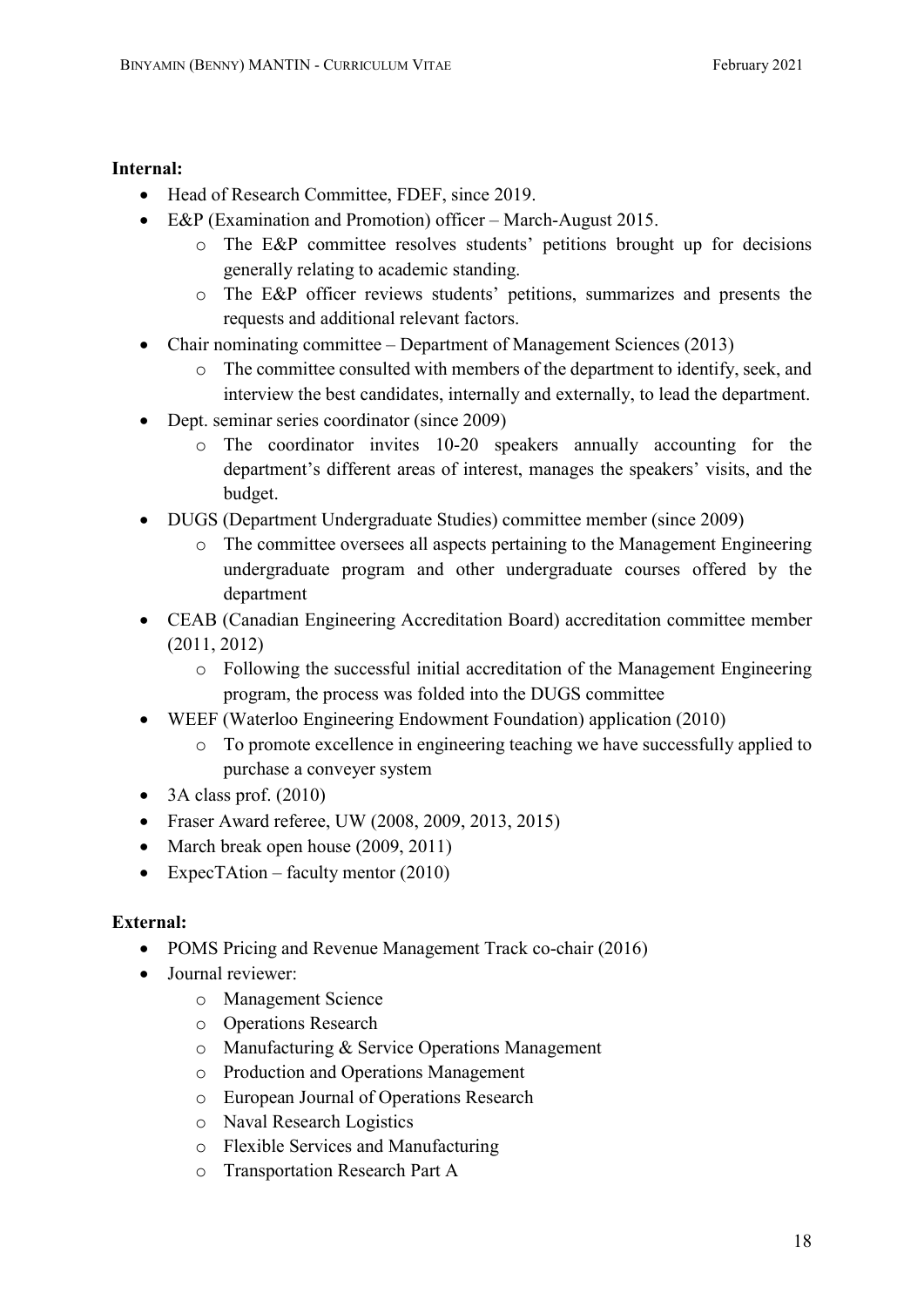**Internal:**

- Head of Research Committee, FDEF, since 2019.
- E&P (Examination and Promotion) officer – March-August 2015.
    - The E&P committee resolves students' petitions brought up for decisions generally relating to academic standing.
    - The E&P officer reviews students' petitions, summarizes and presents the requests and additional relevant factors.
- Chair nominating committee – Department of Management Sciences (2013)
    - The committee consulted with members of the department to identify, seek, and interview the best candidates, internally and externally, to lead the department.
- Dept. seminar series coordinator (since 2009)
    - The coordinator invites 10-20 speakers annually accounting for the department's different areas of interest, manages the speakers' visits, and the budget.
- DUGS (Department Undergraduate Studies) committee member (since 2009)
    - The committee oversees all aspects pertaining to the Management Engineering undergraduate program and other undergraduate courses offered by the department
- CEAB (Canadian Engineering Accreditation Board) accreditation committee member (2011, 2012)
    - Following the successful initial accreditation of the Management Engineering program, the process was folded into the DUGS committee
- WEEF (Waterloo Engineering Endowment Foundation) application (2010)
    - To promote excellence in engineering teaching we have successfully applied to purchase a conveyer system
- 3A class prof. (2010)
- Fraser Award referee, UW (2008, 2009, 2013, 2015)
- March break open house (2009, 2011)
- ExpecTAtion – faculty mentor (2010)

**External:**

- POMS Pricing and Revenue Management Track co-chair (2016)
- Journal reviewer:
    - Management Science
    - Operations Research
    - Manufacturing & Service Operations Management
    - Production and Operations Management
    - European Journal of Operations Research
    - Naval Research Logistics
    - Flexible Services and Manufacturing
    - Transportation Research Part A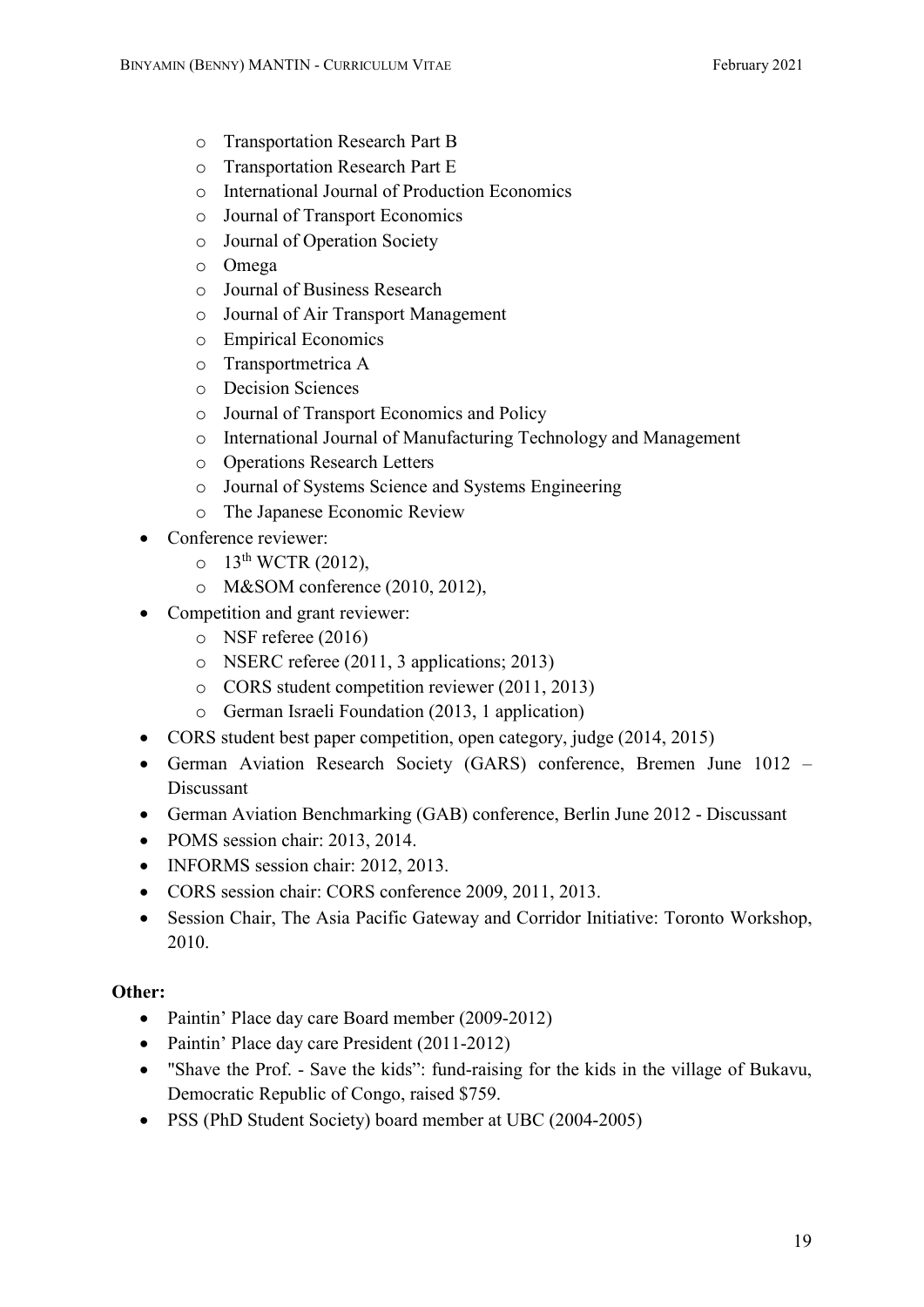- Transportation Research Part B
    - Transportation Research Part E
    - International Journal of Production Economics
    - Journal of Transport Economics
    - Journal of Operation Society
    - Omega
    - Journal of Business Research
    - Journal of Air Transport Management
    - Empirical Economics
    - Transportmetrica A
    - Decision Sciences
    - Journal of Transport Economics and Policy
    - International Journal of Manufacturing Technology and Management
    - Operations Research Letters
    - Journal of Systems Science and Systems Engineering
    - The Japanese Economic Review
- Conference reviewer:
    - 13th WCTR (2012),
    - M&SOM conference (2010, 2012),
- Competition and grant reviewer:
    - NSF referee (2016)
    - NSERC referee (2011, 3 applications; 2013)
    - CORS student competition reviewer (2011, 2013)
    - German Israeli Foundation (2013, 1 application)
- CORS student best paper competition, open category, judge (2014, 2015)
- German Aviation Research Society (GARS) conference, Bremen June 1012 – Discussant
- German Aviation Benchmarking (GAB) conference, Berlin June 2012 - Discussant
- POMS session chair: 2013, 2014.
- INFORMS session chair: 2012, 2013.
- CORS session chair: CORS conference 2009, 2011, 2013.
- Session Chair, The Asia Pacific Gateway and Corridor Initiative: Toronto Workshop, 2010.

**Other:**

- Paintin' Place day care Board member (2009-2012)
- Paintin' Place day care President (2011-2012)
- "Shave the Prof. - Save the kids": fund-raising for the kids in the village of Bukavu, Democratic Republic of Congo, raised $759.
- PSS (PhD Student Society) board member at UBC (2004-2005)